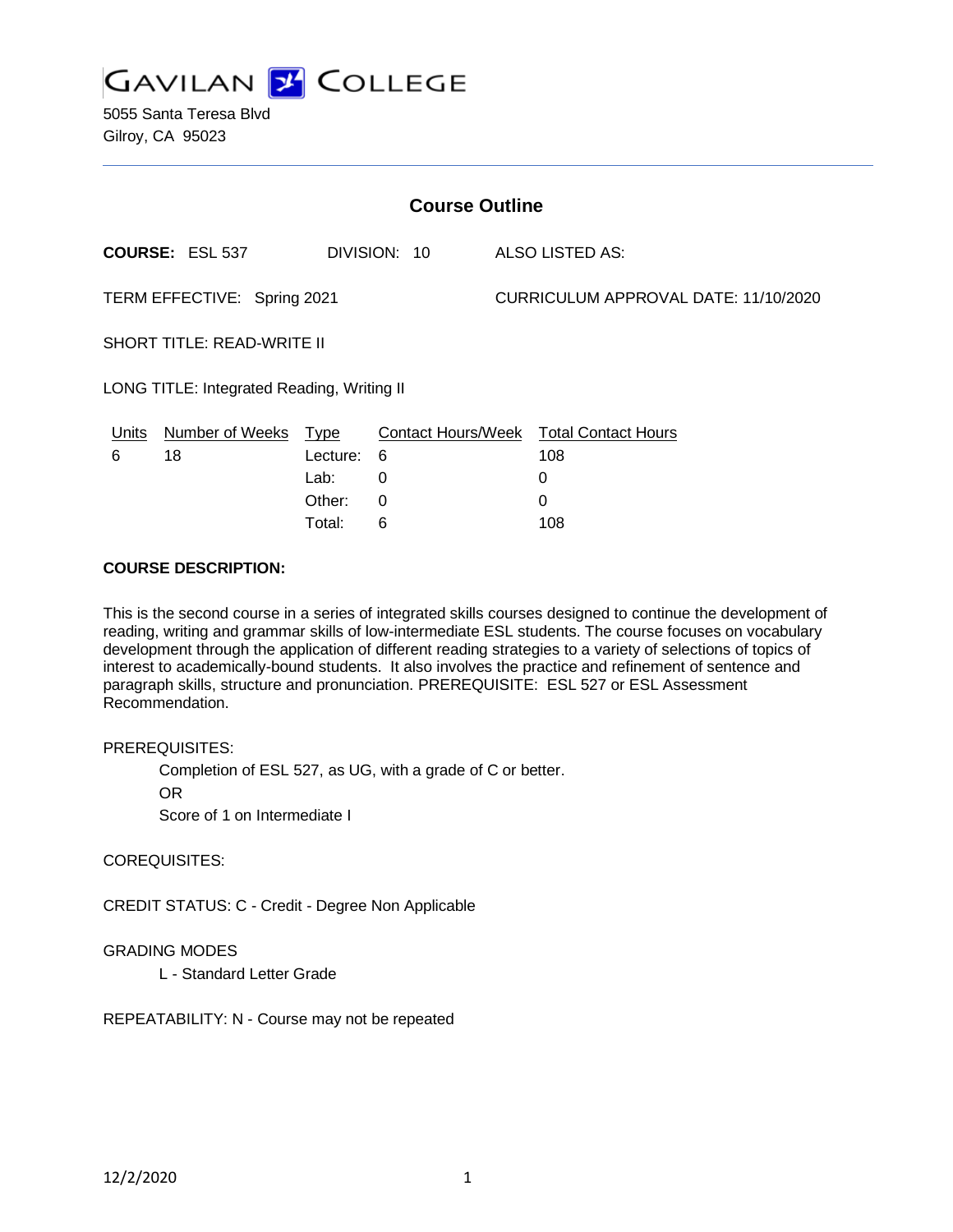# GAVILAN COLLEGE

5055 Santa Teresa Blvd
Gilroy, CA 95023

## Course Outline

**COURSE:** ESL 537 DIVISION: 10 ALSO LISTED AS:

TERM EFFECTIVE: Spring 2021 CURRICULUM APPROVAL DATE: 11/10/2020

SHORT TITLE: READ-WRITE II

LONG TITLE: Integrated Reading, Writing II

| Units | Number of Weeks | Type | Contact Hours/Week | Total Contact Hours |
|---|---|---|---|---|
| 6 | 18 | Lecture: | 6 | 108 |
| | | Lab: | 0 | 0 |
| | | Other: | 0 | 0 |
| | | Total: | 6 | 108 |

**COURSE DESCRIPTION:**

This is the second course in a series of integrated skills courses designed to continue the development of reading, writing and grammar skills of low-intermediate ESL students. The course focuses on vocabulary development through the application of different reading strategies to a variety of selections of topics of interest to academically-bound students. It also involves the practice and refinement of sentence and paragraph skills, structure and pronunciation. PREREQUISITE: ESL 527 or ESL Assessment Recommendation.

PREREQUISITES:

Completion of ESL 527, as UG, with a grade of C or better.

OR

Score of 1 on Intermediate I

COREQUISITES:

CREDIT STATUS: C - Credit - Degree Non Applicable

GRADING MODES

L - Standard Letter Grade

REPEATABILITY: N - Course may not be repeated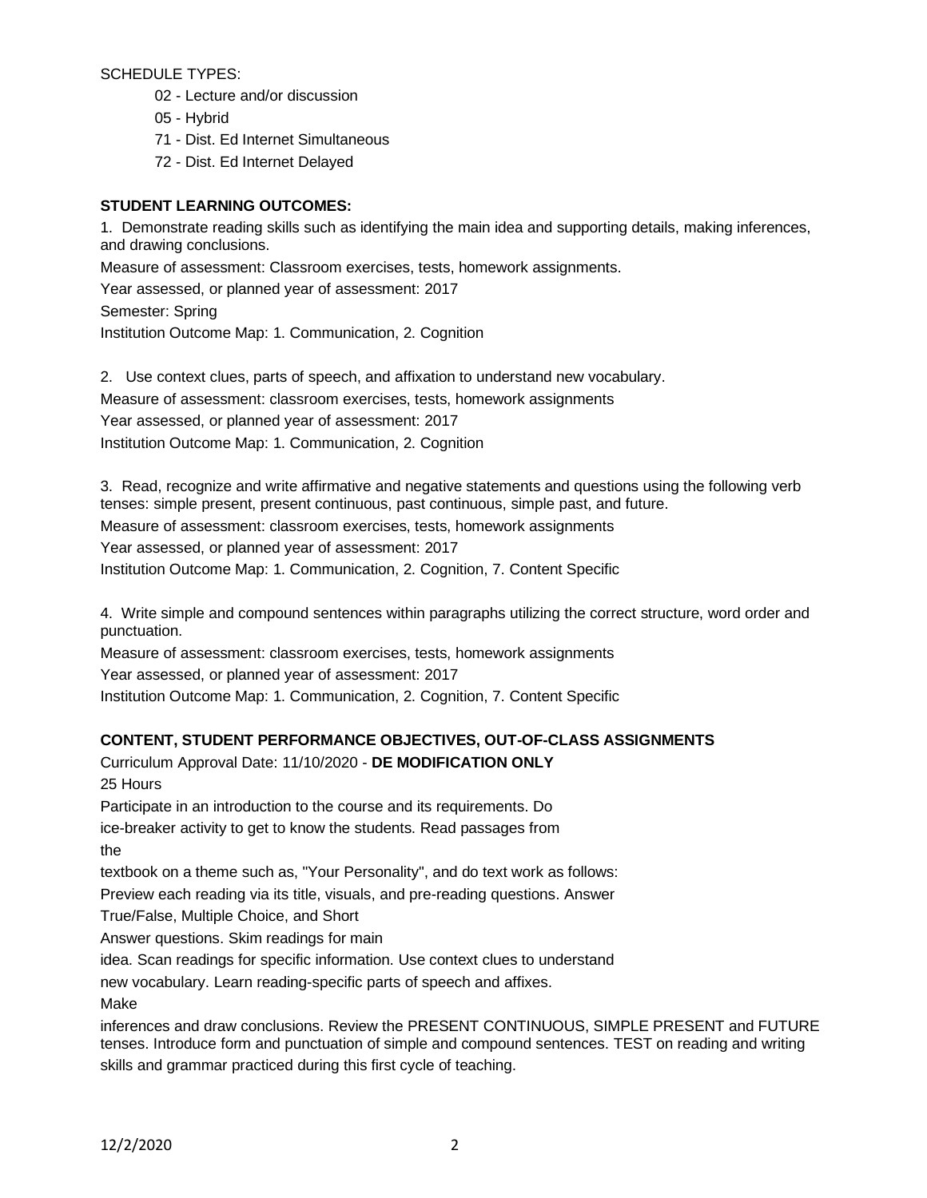SCHEDULE TYPES:

- 02 - Lecture and/or discussion
- 05 - Hybrid
- 71 - Dist. Ed Internet Simultaneous
- 72 - Dist. Ed Internet Delayed

**STUDENT LEARNING OUTCOMES:**

1. Demonstrate reading skills such as identifying the main idea and supporting details, making inferences, and drawing conclusions.

Measure of assessment: Classroom exercises, tests, homework assignments.

Year assessed, or planned year of assessment: 2017

Semester: Spring

Institution Outcome Map: 1. Communication, 2. Cognition

2. Use context clues, parts of speech, and affixation to understand new vocabulary.

Measure of assessment: classroom exercises, tests, homework assignments

Year assessed, or planned year of assessment: 2017

Institution Outcome Map: 1. Communication, 2. Cognition

3. Read, recognize and write affirmative and negative statements and questions using the following verb tenses: simple present, present continuous, past continuous, simple past, and future.

Measure of assessment: classroom exercises, tests, homework assignments

Year assessed, or planned year of assessment: 2017

Institution Outcome Map: 1. Communication, 2. Cognition, 7. Content Specific

4. Write simple and compound sentences within paragraphs utilizing the correct structure, word order and punctuation.

Measure of assessment: classroom exercises, tests, homework assignments

Year assessed, or planned year of assessment: 2017

Institution Outcome Map: 1. Communication, 2. Cognition, 7. Content Specific

**CONTENT, STUDENT PERFORMANCE OBJECTIVES, OUT-OF-CLASS ASSIGNMENTS**

Curriculum Approval Date: 11/10/2020 - **DE MODIFICATION ONLY**

25 Hours

Participate in an introduction to the course and its requirements. Do ice-breaker activity to get to know the students. Read passages from the textbook on a theme such as, "Your Personality", and do text work as follows: Preview each reading via its title, visuals, and pre-reading questions. Answer True/False, Multiple Choice, and Short Answer questions. Skim readings for main idea. Scan readings for specific information. Use context clues to understand new vocabulary. Learn reading-specific parts of speech and affixes. Make inferences and draw conclusions. Review the PRESENT CONTINUOUS, SIMPLE PRESENT and FUTURE tenses. Introduce form and punctuation of simple and compound sentences. TEST on reading and writing skills and grammar practiced during this first cycle of teaching.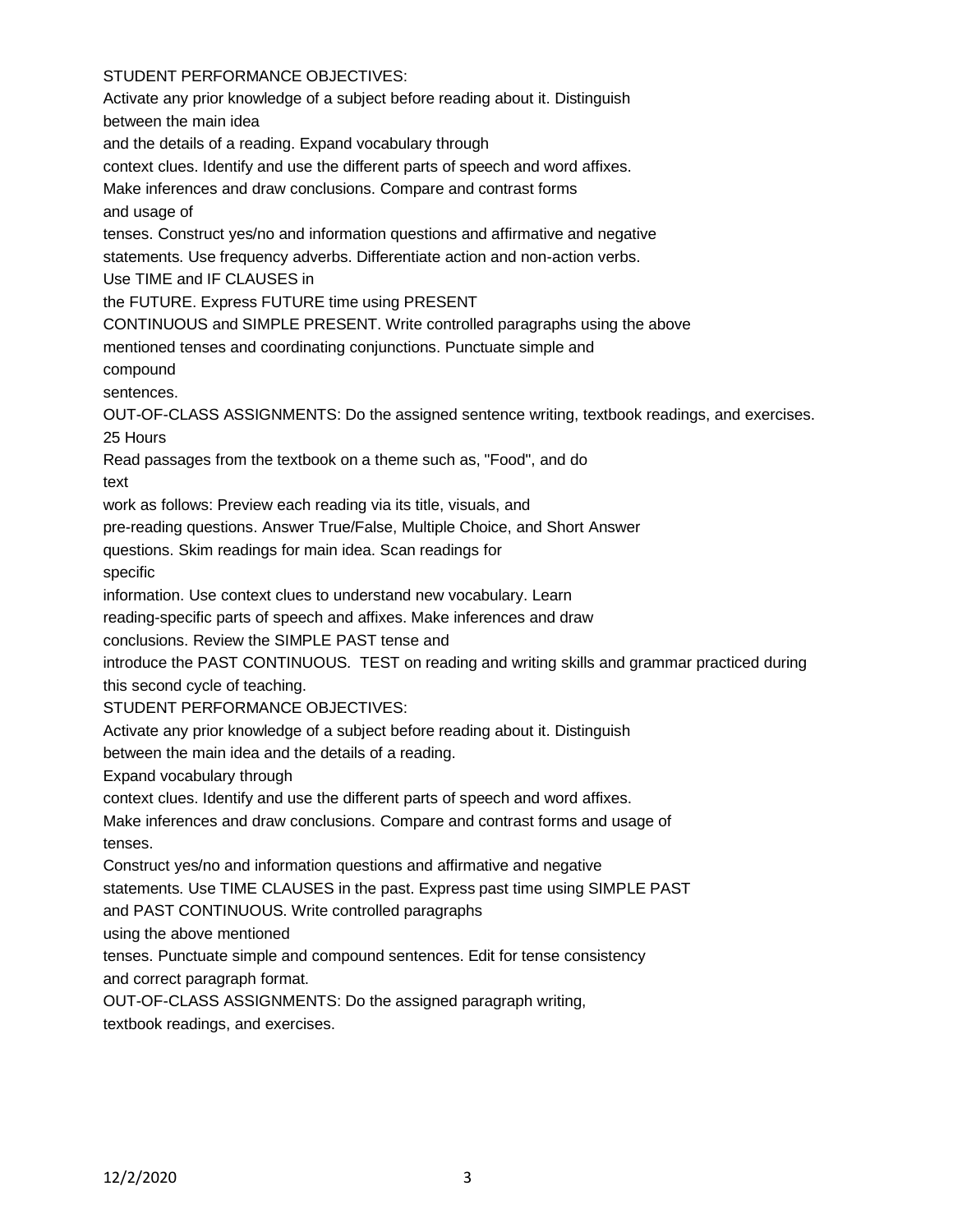STUDENT PERFORMANCE OBJECTIVES:

Activate any prior knowledge of a subject before reading about it. Distinguish between the main idea and the details of a reading. Expand vocabulary through context clues. Identify and use the different parts of speech and word affixes. Make inferences and draw conclusions. Compare and contrast forms and usage of tenses. Construct yes/no and information questions and affirmative and negative statements. Use frequency adverbs. Differentiate action and non-action verbs. Use TIME and IF CLAUSES in the FUTURE. Express FUTURE time using PRESENT CONTINUOUS and SIMPLE PRESENT. Write controlled paragraphs using the above mentioned tenses and coordinating conjunctions. Punctuate simple and compound sentences.

OUT-OF-CLASS ASSIGNMENTS: Do the assigned sentence writing, textbook readings, and exercises.

25 Hours

Read passages from the textbook on a theme such as, "Food", and do text work as follows: Preview each reading via its title, visuals, and pre-reading questions. Answer True/False, Multiple Choice, and Short Answer questions. Skim readings for main idea. Scan readings for specific information. Use context clues to understand new vocabulary. Learn reading-specific parts of speech and affixes. Make inferences and draw conclusions. Review the SIMPLE PAST tense and introduce the PAST CONTINUOUS. TEST on reading and writing skills and grammar practiced during this second cycle of teaching.

STUDENT PERFORMANCE OBJECTIVES:

Activate any prior knowledge of a subject before reading about it. Distinguish between the main idea and the details of a reading. Expand vocabulary through context clues. Identify and use the different parts of speech and word affixes. Make inferences and draw conclusions. Compare and contrast forms and usage of tenses. Construct yes/no and information questions and affirmative and negative statements. Use TIME CLAUSES in the past. Express past time using SIMPLE PAST and PAST CONTINUOUS. Write controlled paragraphs using the above mentioned tenses. Punctuate simple and compound sentences. Edit for tense consistency and correct paragraph format.

OUT-OF-CLASS ASSIGNMENTS: Do the assigned paragraph writing, textbook readings, and exercises.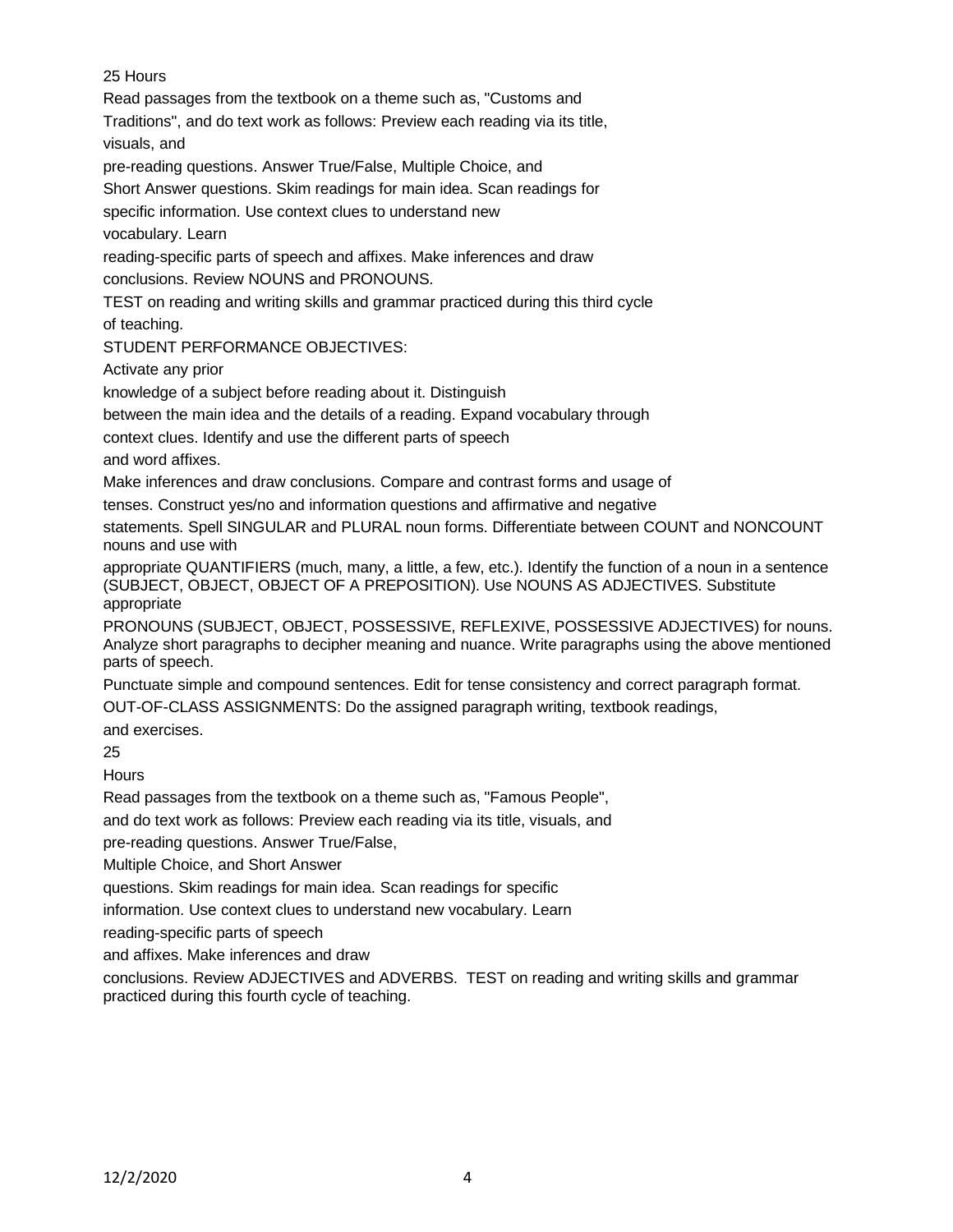25 Hours

Read passages from the textbook on a theme such as, "Customs and Traditions", and do text work as follows: Preview each reading via its title, visuals, and pre-reading questions. Answer True/False, Multiple Choice, and Short Answer questions. Skim readings for main idea. Scan readings for specific information. Use context clues to understand new vocabulary. Learn reading-specific parts of speech and affixes. Make inferences and draw conclusions. Review NOUNS and PRONOUNS.

TEST on reading and writing skills and grammar practiced during this third cycle of teaching.

STUDENT PERFORMANCE OBJECTIVES:

Activate any prior knowledge of a subject before reading about it. Distinguish between the main idea and the details of a reading. Expand vocabulary through context clues. Identify and use the different parts of speech and word affixes.

Make inferences and draw conclusions. Compare and contrast forms and usage of tenses. Construct yes/no and information questions and affirmative and negative statements. Spell SINGULAR and PLURAL noun forms. Differentiate between COUNT and NONCOUNT nouns and use with appropriate QUANTIFIERS (much, many, a little, a few, etc.). Identify the function of a noun in a sentence (SUBJECT, OBJECT, OBJECT OF A PREPOSITION). Use NOUNS AS ADJECTIVES. Substitute appropriate PRONOUNS (SUBJECT, OBJECT, POSSESSIVE, REFLEXIVE, POSSESSIVE ADJECTIVES) for nouns. Analyze short paragraphs to decipher meaning and nuance. Write paragraphs using the above mentioned parts of speech.

Punctuate simple and compound sentences. Edit for tense consistency and correct paragraph format.

OUT-OF-CLASS ASSIGNMENTS: Do the assigned paragraph writing, textbook readings, and exercises.

25 Hours

Read passages from the textbook on a theme such as, "Famous People", and do text work as follows: Preview each reading via its title, visuals, and pre-reading questions. Answer True/False, Multiple Choice, and Short Answer questions. Skim readings for main idea. Scan readings for specific information. Use context clues to understand new vocabulary. Learn reading-specific parts of speech and affixes. Make inferences and draw conclusions. Review ADJECTIVES and ADVERBS. TEST on reading and writing skills and grammar practiced during this fourth cycle of teaching.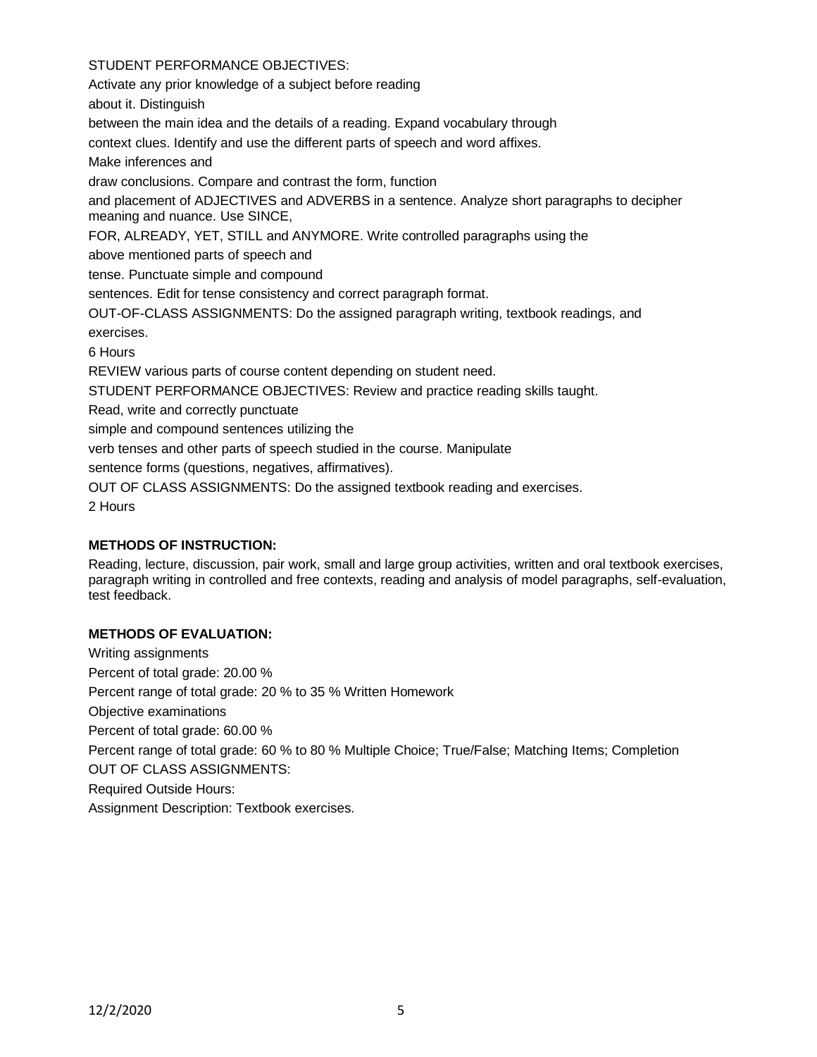STUDENT PERFORMANCE OBJECTIVES:

Activate any prior knowledge of a subject before reading about it. Distinguish between the main idea and the details of a reading. Expand vocabulary through context clues. Identify and use the different parts of speech and word affixes. Make inferences and draw conclusions. Compare and contrast the form, function and placement of ADJECTIVES and ADVERBS in a sentence. Analyze short paragraphs to decipher meaning and nuance. Use SINCE, FOR, ALREADY, YET, STILL and ANYMORE. Write controlled paragraphs using the above mentioned parts of speech and tense. Punctuate simple and compound sentences. Edit for tense consistency and correct paragraph format.

OUT-OF-CLASS ASSIGNMENTS: Do the assigned paragraph writing, textbook readings, and exercises.

6 Hours

REVIEW various parts of course content depending on student need.

STUDENT PERFORMANCE OBJECTIVES: Review and practice reading skills taught. Read, write and correctly punctuate simple and compound sentences utilizing the verb tenses and other parts of speech studied in the course. Manipulate sentence forms (questions, negatives, affirmatives).

OUT OF CLASS ASSIGNMENTS: Do the assigned textbook reading and exercises.

2 Hours

**METHODS OF INSTRUCTION:**

Reading, lecture, discussion, pair work, small and large group activities, written and oral textbook exercises, paragraph writing in controlled and free contexts, reading and analysis of model paragraphs, self-evaluation, test feedback.

**METHODS OF EVALUATION:**

Writing assignments

Percent of total grade: 20.00 %

Percent range of total grade: 20 % to 35 % Written Homework

Objective examinations

Percent of total grade: 60.00 %

Percent range of total grade: 60 % to 80 % Multiple Choice; True/False; Matching Items; Completion

OUT OF CLASS ASSIGNMENTS:

Required Outside Hours:

Assignment Description: Textbook exercises.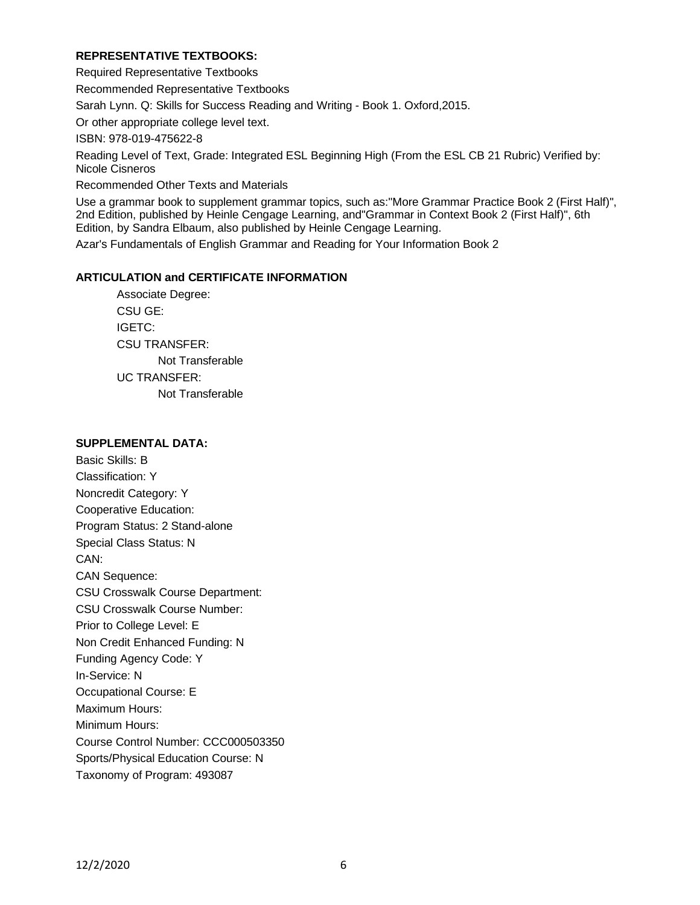**REPRESENTATIVE TEXTBOOKS:**

Required Representative Textbooks

Recommended Representative Textbooks

Sarah Lynn. Q: Skills for Success Reading and Writing - Book 1. Oxford,2015.

Or other appropriate college level text.

ISBN: 978-019-475622-8

Reading Level of Text, Grade: Integrated ESL Beginning High (From the ESL CB 21 Rubric) Verified by: Nicole Cisneros

Recommended Other Texts and Materials

Use a grammar book to supplement grammar topics, such as:"More Grammar Practice Book 2 (First Half)", 2nd Edition, published by Heinle Cengage Learning, and"Grammar in Context Book 2 (First Half)", 6th Edition, by Sandra Elbaum, also published by Heinle Cengage Learning.

Azar's Fundamentals of English Grammar and Reading for Your Information Book 2

**ARTICULATION and CERTIFICATE INFORMATION**

Associate Degree:
CSU GE:
IGETC:
CSU TRANSFER:
 Not Transferable
UC TRANSFER:
 Not Transferable

**SUPPLEMENTAL DATA:**

Basic Skills: B
Classification: Y
Noncredit Category: Y
Cooperative Education:
Program Status: 2 Stand-alone
Special Class Status: N
CAN:
CAN Sequence:
CSU Crosswalk Course Department:
CSU Crosswalk Course Number:
Prior to College Level: E
Non Credit Enhanced Funding: N
Funding Agency Code: Y
In-Service: N
Occupational Course: E
Maximum Hours:
Minimum Hours:
Course Control Number: CCC000503350
Sports/Physical Education Course: N
Taxonomy of Program: 493087